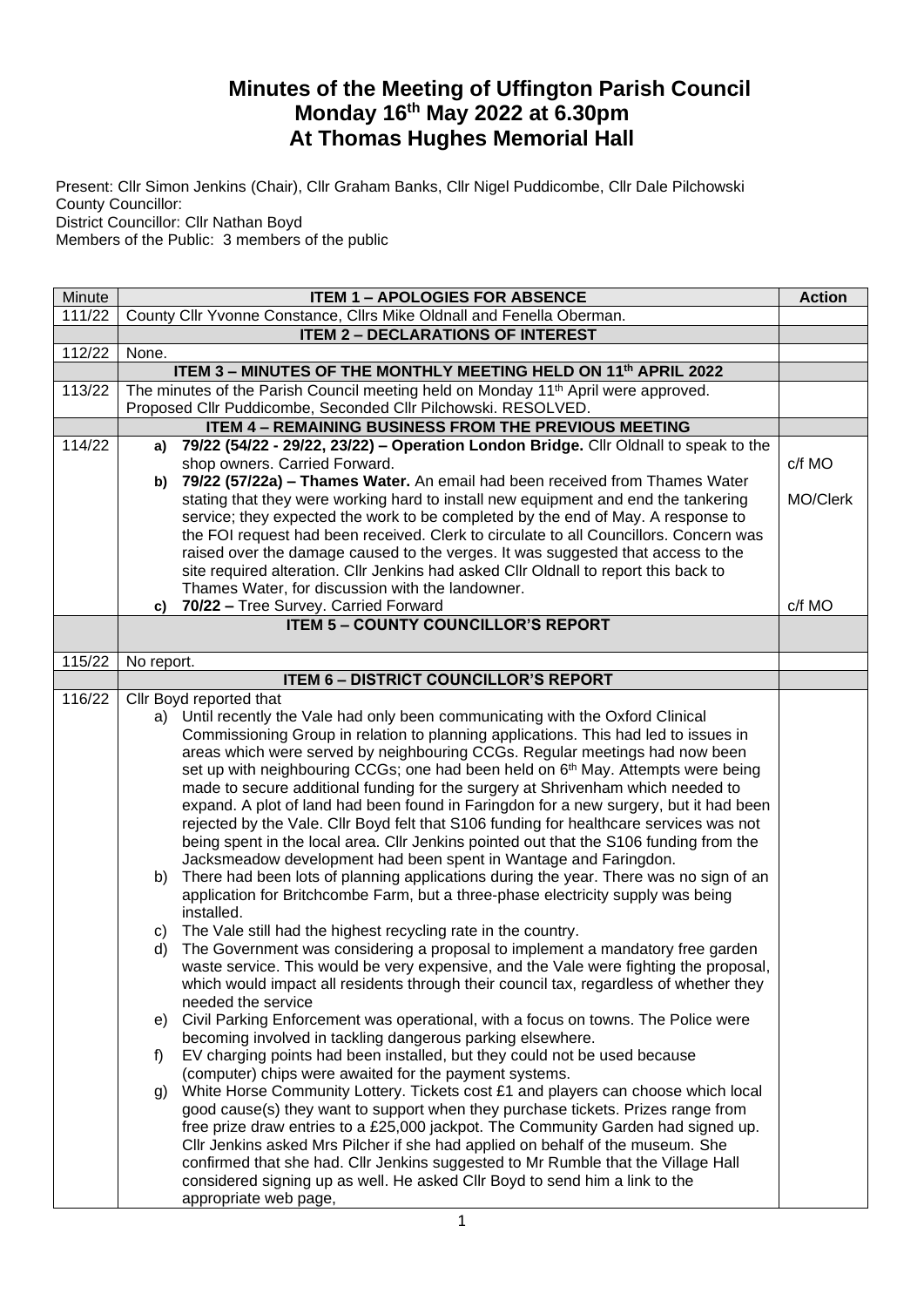# Minutes of the Meeting of Uffington Parish Council
## Monday 16th May 2022 at 6.30pm
## At Thomas Hughes Memorial Hall

Present: Cllr Simon Jenkins (Chair), Cllr Graham Banks, Cllr Nigel Puddicombe, Cllr Dale Pilchowski
County Councillor:
District Councillor: Cllr Nathan Boyd
Members of the Public: 3 members of the public

| Minute | ITEM 1 – APOLOGIES FOR ABSENCE | Action |
|---|---|---|
| 111/22 | County Cllr Yvonne Constance, Cllrs Mike Oldnall and Fenella Oberman. | |
| | **ITEM 2 – DECLARATIONS OF INTEREST** | |
| 112/22 | None. | |
| | **ITEM 3 – MINUTES OF THE MONTHLY MEETING HELD ON 11th APRIL 2022** | |
| 113/22 | The minutes of the Parish Council meeting held on Monday 11th April were approved. Proposed Cllr Puddicombe, Seconded Cllr Pilchowski. RESOLVED. | |
| | **ITEM 4 – REMAINING BUSINESS FROM THE PREVIOUS MEETING** | |
| 114/22 | a) **79/22 (54/22 - 29/22, 23/22) – Operation London Bridge.** Cllr Oldnall to speak to the shop owners. Carried Forward.<br>b) **79/22 (57/22a) – Thames Water.** An email had been received from Thames Water stating that they were working hard to install new equipment and end the tankering service; they expected the work to be completed by the end of May. A response to the FOI request had been received. Clerk to circulate to all Councillors. Concern was raised over the damage caused to the verges. It was suggested that access to the site required alteration. Cllr Jenkins had asked Cllr Oldnall to report this back to Thames Water, for discussion with the landowner.<br>c) **70/22 –** Tree Survey. Carried Forward | c/f MO<br>MO/Clerk<br>c/f MO |
| | **ITEM 5 – COUNTY COUNCILLOR'S REPORT** | |
| 115/22 | No report. | |
| | **ITEM 6 – DISTRICT COUNCILLOR'S REPORT** | |
| 116/22 | Cllr Boyd reported that<br>a) Until recently the Vale had only been communicating with the Oxford Clinical Commissioning Group in relation to planning applications. This had led to issues in areas which were served by neighbouring CCGs. Regular meetings had now been set up with neighbouring CCGs; one had been held on 6th May. Attempts were being made to secure additional funding for the surgery at Shrivenham which needed to expand. A plot of land had been found in Faringdon for a new surgery, but it had been rejected by the Vale. Cllr Boyd felt that S106 funding for healthcare services was not being spent in the local area. Cllr Jenkins pointed out that the S106 funding from the Jacksmeadow development had been spent in Wantage and Faringdon.<br>b) There had been lots of planning applications during the year. There was no sign of an application for Britchcombe Farm, but a three-phase electricity supply was being installed.<br>c) The Vale still had the highest recycling rate in the country.<br>d) The Government was considering a proposal to implement a mandatory free garden waste service. This would be very expensive, and the Vale were fighting the proposal, which would impact all residents through their council tax, regardless of whether they needed the service<br>e) Civil Parking Enforcement was operational, with a focus on towns. The Police were becoming involved in tackling dangerous parking elsewhere.<br>f) EV charging points had been installed, but they could not be used because (computer) chips were awaited for the payment systems.<br>g) White Horse Community Lottery. Tickets cost £1 and players can choose which local good cause(s) they want to support when they purchase tickets. Prizes range from free prize draw entries to a £25,000 jackpot. The Community Garden had signed up. Cllr Jenkins asked Mrs Pilcher if she had applied on behalf of the museum. She confirmed that she had. Cllr Jenkins suggested to Mr Rumble that the Village Hall considered signing up as well. He asked Cllr Boyd to send him a link to the appropriate web page, | |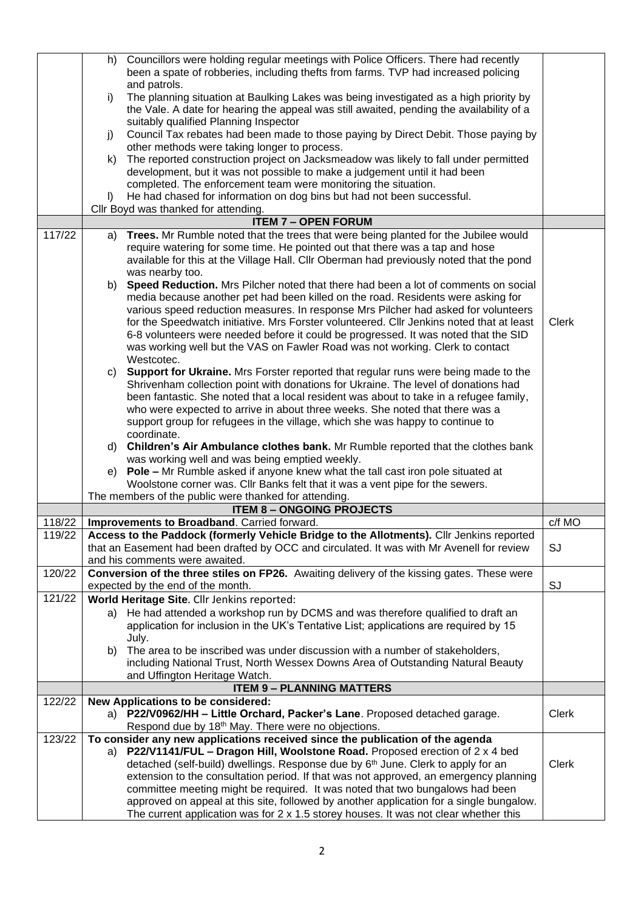| | | |
|---|---|---|
| | h) Councillors were holding regular meetings with Police Officers. There had recently been a spate of robberies, including thefts from farms. TVP had increased policing and patrols.<br>i) The planning situation at Baulking Lakes was being investigated as a high priority by the Vale. A date for hearing the appeal was still awaited, pending the availability of a suitably qualified Planning Inspector<br>j) Council Tax rebates had been made to those paying by Direct Debit. Those paying by other methods were taking longer to process.<br>k) The reported construction project on Jacksmeadow was likely to fall under permitted development, but it was not possible to make a judgement until it had been completed. The enforcement team were monitoring the situation.<br>l) He had chased for information on dog bins but had not been successful.<br>Cllr Boyd was thanked for attending. | |
| | **ITEM 7 – OPEN FORUM** | |
| 117/22 | a) **Trees.** Mr Rumble noted that the trees that were being planted for the Jubilee would require watering for some time. He pointed out that there was a tap and hose available for this at the Village Hall. Cllr Oberman had previously noted that the pond was nearby too.<br>b) **Speed Reduction.** Mrs Pilcher noted that there had been a lot of comments on social media because another pet had been killed on the road. Residents were asking for various speed reduction measures. In response Mrs Pilcher had asked for volunteers for the Speedwatch initiative. Mrs Forster volunteered. Cllr Jenkins noted that at least 6-8 volunteers were needed before it could be progressed. It was noted that the SID was working well but the VAS on Fawler Road was not working. Clerk to contact Westcotec.<br>c) **Support for Ukraine.** Mrs Forster reported that regular runs were being made to the Shrivenham collection point with donations for Ukraine. The level of donations had been fantastic. She noted that a local resident was about to take in a refugee family, who were expected to arrive in about three weeks. She noted that there was a support group for refugees in the village, which she was happy to continue to coordinate.<br>d) **Children's Air Ambulance clothes bank.** Mr Rumble reported that the clothes bank was working well and was being emptied weekly.<br>e) **Pole –** Mr Rumble asked if anyone knew what the tall cast iron pole situated at Woolstone corner was. Cllr Banks felt that it was a vent pipe for the sewers.<br>The members of the public were thanked for attending. | Clerk |
| | **ITEM 8 – ONGOING PROJECTS** | |
| 118/22 | **Improvements to Broadband**. Carried forward. | c/f MO |
| 119/22 | **Access to the Paddock (formerly Vehicle Bridge to the Allotments).** Cllr Jenkins reported that an Easement had been drafted by OCC and circulated. It was with Mr Avenell for review and his comments were awaited. | SJ |
| 120/22 | **Conversion of the three stiles on FP26.** Awaiting delivery of the kissing gates. These were expected by the end of the month. | SJ |
| 121/22 | **World Heritage Site**. Cllr Jenkins reported:<br>a) He had attended a workshop run by DCMS and was therefore qualified to draft an application for inclusion in the UK's Tentative List; applications are required by 15 July.<br>b) The area to be inscribed was under discussion with a number of stakeholders, including National Trust, North Wessex Downs Area of Outstanding Natural Beauty and Uffington Heritage Watch. | |
| | **ITEM 9 – PLANNING MATTERS** | |
| 122/22 | **New Applications to be considered:**<br>a) **P22/V0962/HH – Little Orchard, Packer's Lane**. Proposed detached garage. Respond due by 18th May. There were no objections. | Clerk |
| 123/22 | **To consider any new applications received since the publication of the agenda**<br>a) **P22/V1141/FUL – Dragon Hill, Woolstone Road.** Proposed erection of 2 x 4 bed detached (self-build) dwellings. Response due by 6th June. Clerk to apply for an extension to the consultation period. If that was not approved, an emergency planning committee meeting might be required. It was noted that two bungalows had been approved on appeal at this site, followed by another application for a single bungalow. The current application was for 2 x 1.5 storey houses. It was not clear whether this | Clerk |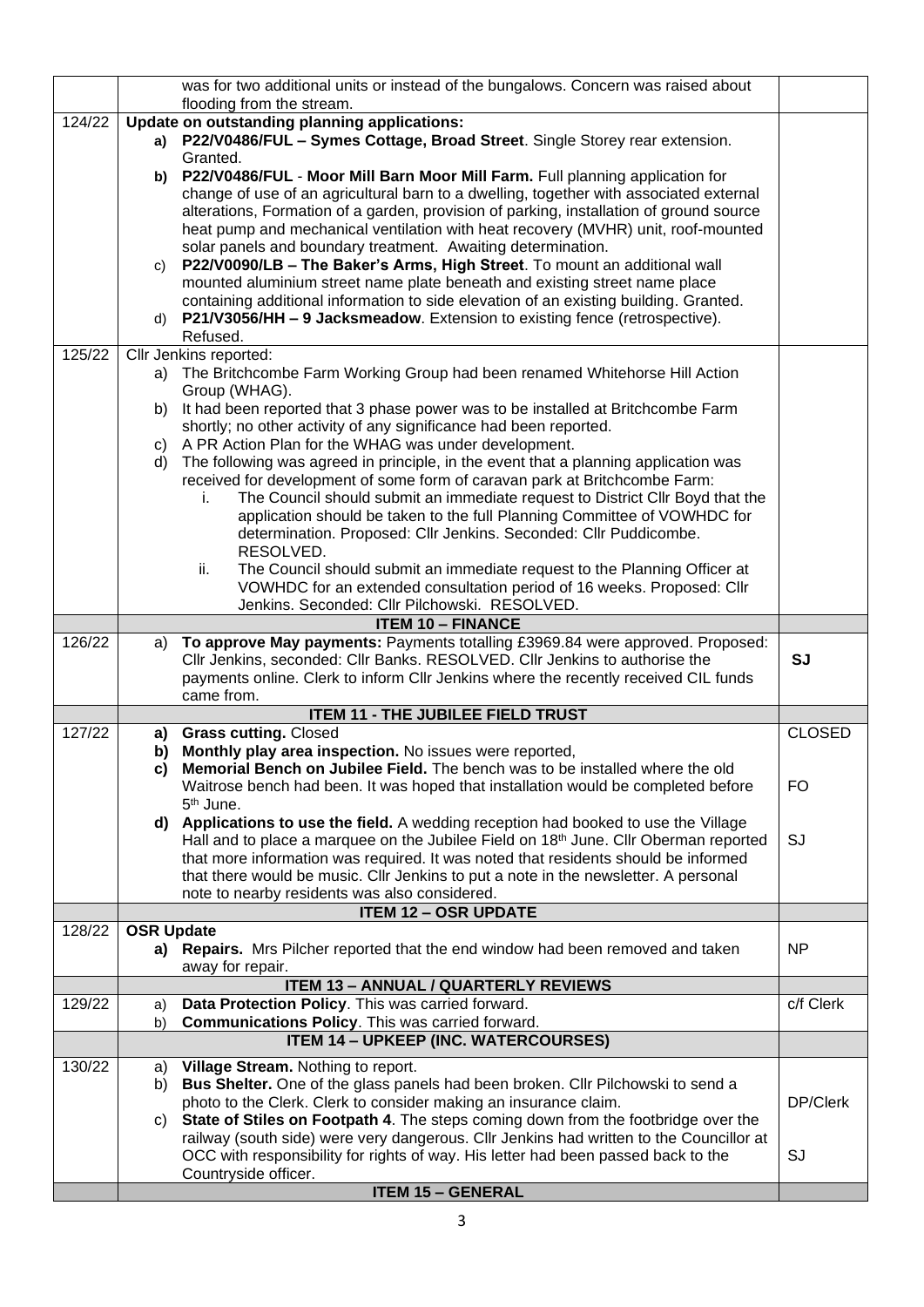| | | |
|---|---|---|
| | was for two additional units or instead of the bungalows. Concern was raised about flooding from the stream. | |
| 124/22 | **Update on outstanding planning applications:**<br>**a) P22/V0486/FUL – Symes Cottage, Broad Street**. Single Storey rear extension. Granted.<br>**b) P22/V0486/FUL** - **Moor Mill Barn Moor Mill Farm.** Full planning application for change of use of an agricultural barn to a dwelling, together with associated external alterations, Formation of a garden, provision of parking, installation of ground source heat pump and mechanical ventilation with heat recovery (MVHR) unit, roof-mounted solar panels and boundary treatment. Awaiting determination.<br>c) **P22/V0090/LB – The Baker's Arms, High Street**. To mount an additional wall mounted aluminium street name plate beneath and existing street name place containing additional information to side elevation of an existing building. Granted.<br>d) **P21/V3056/HH – 9 Jacksmeadow**. Extension to existing fence (retrospective). Refused. | |
| 125/22 | Cllr Jenkins reported:<br>a) The Britchcombe Farm Working Group had been renamed Whitehorse Hill Action Group (WHAG).<br>b) It had been reported that 3 phase power was to be installed at Britchcombe Farm shortly; no other activity of any significance had been reported.<br>c) A PR Action Plan for the WHAG was under development.<br>d) The following was agreed in principle, in the event that a planning application was received for development of some form of caravan park at Britchcombe Farm:<br>i. The Council should submit an immediate request to District Cllr Boyd that the application should be taken to the full Planning Committee of VOWHDC for determination. Proposed: Cllr Jenkins. Seconded: Cllr Puddicombe. RESOLVED.<br>ii. The Council should submit an immediate request to the Planning Officer at VOWHDC for an extended consultation period of 16 weeks. Proposed: Cllr Jenkins. Seconded: Cllr Pilchowski. RESOLVED. | |
| | **ITEM 10 – FINANCE** | |
| 126/22 | a) **To approve May payments:** Payments totalling £3969.84 were approved. Proposed: Cllr Jenkins, seconded: Cllr Banks. RESOLVED. Cllr Jenkins to authorise the payments online. Clerk to inform Cllr Jenkins where the recently received CIL funds came from. | **SJ** |
| | **ITEM 11 - THE JUBILEE FIELD TRUST** | |
| 127/22 | **a) Grass cutting.** Closed<br>**b) Monthly play area inspection.** No issues were reported,<br>**c) Memorial Bench on Jubilee Field.** The bench was to be installed where the old Waitrose bench had been. It was hoped that installation would be completed before 5th June.<br>**d) Applications to use the field.** A wedding reception had booked to use the Village Hall and to place a marquee on the Jubilee Field on 18th June. Cllr Oberman reported that more information was required. It was noted that residents should be informed that there would be music. Cllr Jenkins to put a note in the newsletter. A personal note to nearby residents was also considered. | CLOSED<br><br>FO<br><br>SJ |
| | **ITEM 12 – OSR UPDATE** | |
| 128/22 | **OSR Update**<br>**a) Repairs.** Mrs Pilcher reported that the end window had been removed and taken away for repair. | NP |
| | **ITEM 13 – ANNUAL / QUARTERLY REVIEWS** | |
| 129/22 | a) **Data Protection Policy**. This was carried forward.<br>b) **Communications Policy**. This was carried forward. | c/f Clerk |
| | **ITEM 14 – UPKEEP (INC. WATERCOURSES)** | |
| 130/22 | a) **Village Stream.** Nothing to report.<br>b) **Bus Shelter.** One of the glass panels had been broken. Cllr Pilchowski to send a photo to the Clerk. Clerk to consider making an insurance claim.<br>c) **State of Stiles on Footpath 4**. The steps coming down from the footbridge over the railway (south side) were very dangerous. Cllr Jenkins had written to the Councillor at OCC with responsibility for rights of way. His letter had been passed back to the Countryside officer. | DP/Clerk<br><br>SJ |
| | **ITEM 15 – GENERAL** | |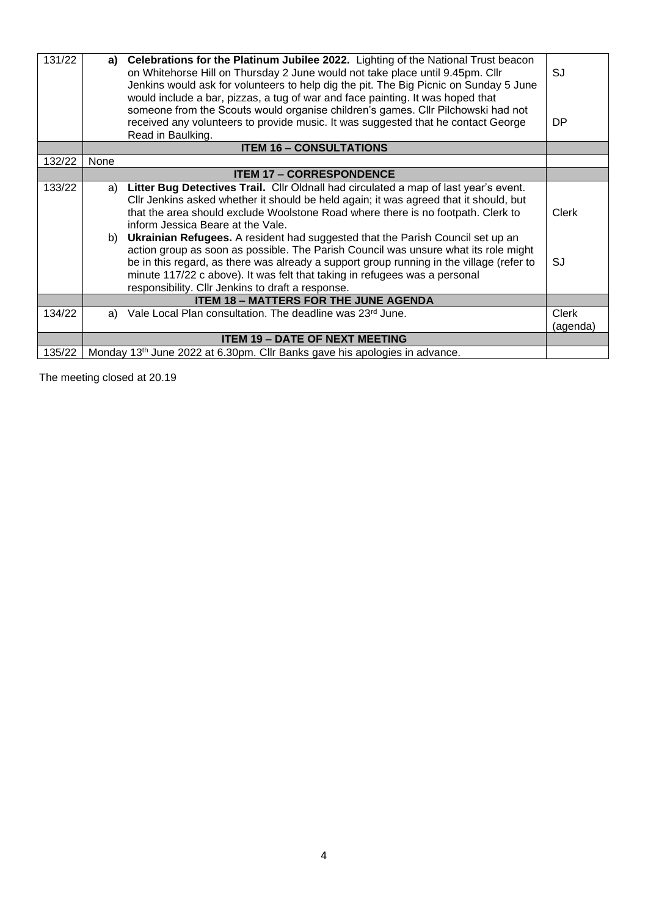| | | |
|---|---|---|
| 131/22 | **a) Celebrations for the Platinum Jubilee 2022.** Lighting of the National Trust beacon on Whitehorse Hill on Thursday 2 June would not take place until 9.45pm. Cllr Jenkins would ask for volunteers to help dig the pit. The Big Picnic on Sunday 5 June would include a bar, pizzas, a tug of war and face painting. It was hoped that someone from the Scouts would organise children's games. Cllr Pilchowski had not received any volunteers to provide music. It was suggested that he contact George Read in Baulking. | SJ<br><br>DP |
| | **ITEM 16 – CONSULTATIONS** | |
| 132/22 | None | |
| | **ITEM 17 – CORRESPONDENCE** | |
| 133/22 | a) **Litter Bug Detectives Trail.** Cllr Oldnall had circulated a map of last year's event. Cllr Jenkins asked whether it should be held again; it was agreed that it should, but that the area should exclude Woolstone Road where there is no footpath. Clerk to inform Jessica Beare at the Vale.<br>b) **Ukrainian Refugees.** A resident had suggested that the Parish Council set up an action group as soon as possible. The Parish Council was unsure what its role might be in this regard, as there was already a support group running in the village (refer to minute 117/22 c above). It was felt that taking in refugees was a personal responsibility. Cllr Jenkins to draft a response. | Clerk<br><br>SJ |
| | **ITEM 18 – MATTERS FOR THE JUNE AGENDA** | |
| 134/22 | a) Vale Local Plan consultation. The deadline was 23rd June. | Clerk (agenda) |
| | **ITEM 19 – DATE OF NEXT MEETING** | |
| 135/22 | Monday 13th June 2022 at 6.30pm. Cllr Banks gave his apologies in advance. | |

The meeting closed at 20.19